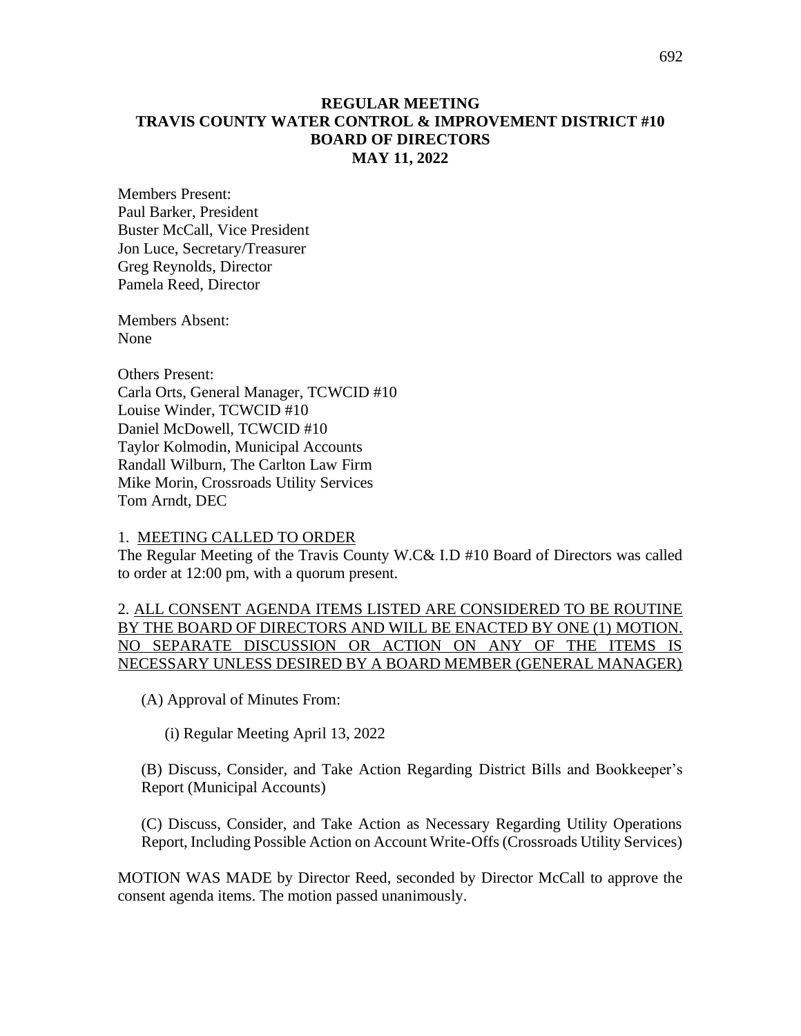**REGULAR MEETING**
**TRAVIS COUNTY WATER CONTROL & IMPROVEMENT DISTRICT #10**
**BOARD OF DIRECTORS**
**MAY 11, 2022**

Members Present:
Paul Barker, President
Buster McCall, Vice President
Jon Luce, Secretary/Treasurer
Greg Reynolds, Director
Pamela Reed, Director

Members Absent:
None

Others Present:
Carla Orts, General Manager, TCWCID #10
Louise Winder, TCWCID #10
Daniel McDowell, TCWCID #10
Taylor Kolmodin, Municipal Accounts
Randall Wilburn, The Carlton Law Firm
Mike Morin, Crossroads Utility Services
Tom Arndt, DEC

1. MEETING CALLED TO ORDER

The Regular Meeting of the Travis County W.C& I.D #10 Board of Directors was called to order at 12:00 pm, with a quorum present.

2. ALL CONSENT AGENDA ITEMS LISTED ARE CONSIDERED TO BE ROUTINE BY THE BOARD OF DIRECTORS AND WILL BE ENACTED BY ONE (1) MOTION. NO SEPARATE DISCUSSION OR ACTION ON ANY OF THE ITEMS IS NECESSARY UNLESS DESIRED BY A BOARD MEMBER (GENERAL MANAGER)

(A) Approval of Minutes From:

(i) Regular Meeting April 13, 2022

(B) Discuss, Consider, and Take Action Regarding District Bills and Bookkeeper's Report (Municipal Accounts)

(C) Discuss, Consider, and Take Action as Necessary Regarding Utility Operations Report, Including Possible Action on Account Write-Offs (Crossroads Utility Services)

MOTION WAS MADE by Director Reed, seconded by Director McCall to approve the consent agenda items. The motion passed unanimously.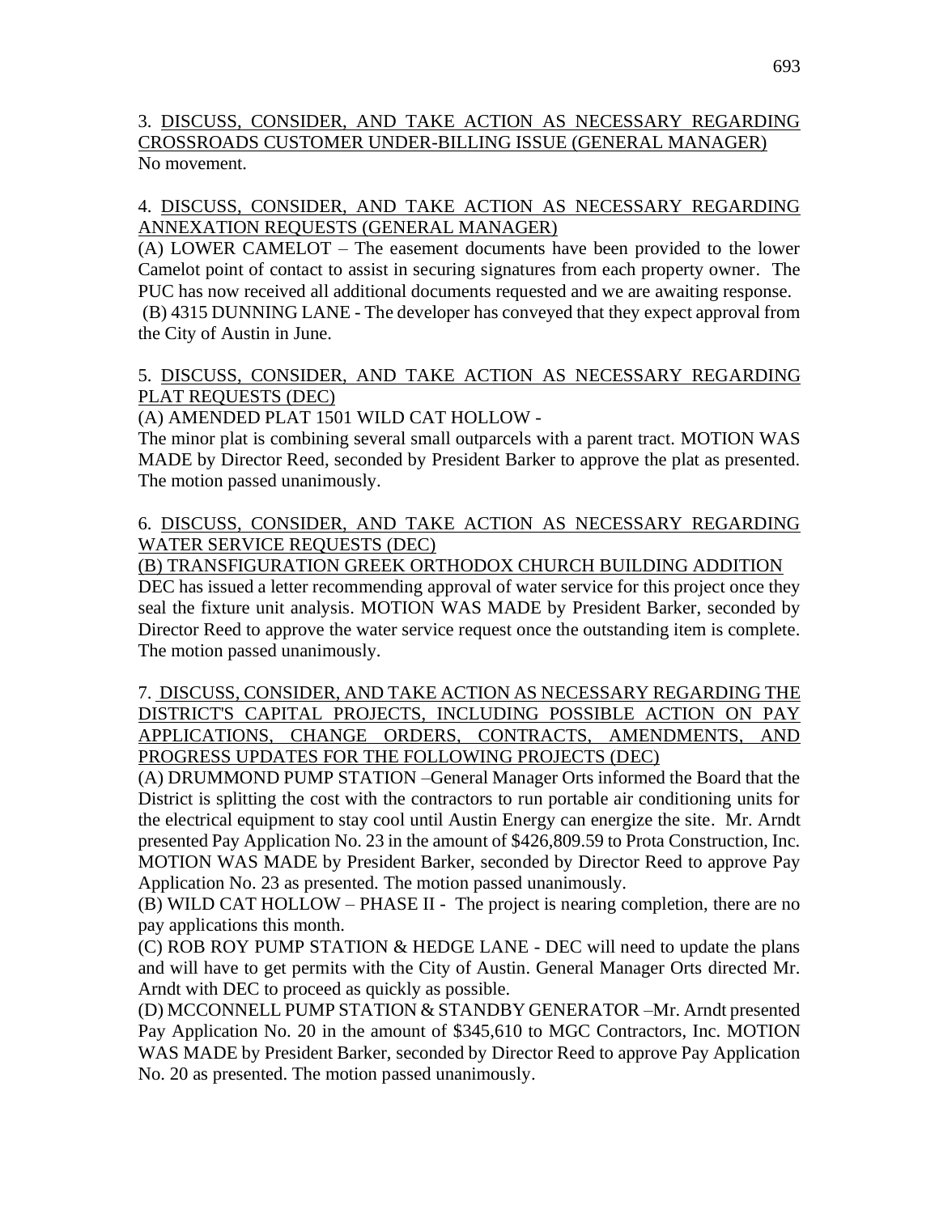3. DISCUSS, CONSIDER, AND TAKE ACTION AS NECESSARY REGARDING CROSSROADS CUSTOMER UNDER-BILLING ISSUE (GENERAL MANAGER)
No movement.

4. DISCUSS, CONSIDER, AND TAKE ACTION AS NECESSARY REGARDING ANNEXATION REQUESTS (GENERAL MANAGER)
(A) LOWER CAMELOT – The easement documents have been provided to the lower Camelot point of contact to assist in securing signatures from each property owner. The PUC has now received all additional documents requested and we are awaiting response.
(B) 4315 DUNNING LANE - The developer has conveyed that they expect approval from the City of Austin in June.

5. DISCUSS, CONSIDER, AND TAKE ACTION AS NECESSARY REGARDING PLAT REQUESTS (DEC)
(A) AMENDED PLAT 1501 WILD CAT HOLLOW -
The minor plat is combining several small outparcels with a parent tract. MOTION WAS MADE by Director Reed, seconded by President Barker to approve the plat as presented. The motion passed unanimously.

6. DISCUSS, CONSIDER, AND TAKE ACTION AS NECESSARY REGARDING WATER SERVICE REQUESTS (DEC)
(B) TRANSFIGURATION GREEK ORTHODOX CHURCH BUILDING ADDITION
DEC has issued a letter recommending approval of water service for this project once they seal the fixture unit analysis. MOTION WAS MADE by President Barker, seconded by Director Reed to approve the water service request once the outstanding item is complete. The motion passed unanimously.

7. DISCUSS, CONSIDER, AND TAKE ACTION AS NECESSARY REGARDING THE DISTRICT'S CAPITAL PROJECTS, INCLUDING POSSIBLE ACTION ON PAY APPLICATIONS, CHANGE ORDERS, CONTRACTS, AMENDMENTS, AND PROGRESS UPDATES FOR THE FOLLOWING PROJECTS (DEC)
(A) DRUMMOND PUMP STATION –General Manager Orts informed the Board that the District is splitting the cost with the contractors to run portable air conditioning units for the electrical equipment to stay cool until Austin Energy can energize the site. Mr. Arndt presented Pay Application No. 23 in the amount of $426,809.59 to Prota Construction, Inc. MOTION WAS MADE by President Barker, seconded by Director Reed to approve Pay Application No. 23 as presented. The motion passed unanimously.
(B) WILD CAT HOLLOW – PHASE II - The project is nearing completion, there are no pay applications this month.
(C) ROB ROY PUMP STATION & HEDGE LANE - DEC will need to update the plans and will have to get permits with the City of Austin. General Manager Orts directed Mr. Arndt with DEC to proceed as quickly as possible.
(D) MCCONNELL PUMP STATION & STANDBY GENERATOR –Mr. Arndt presented Pay Application No. 20 in the amount of $345,610 to MGC Contractors, Inc. MOTION WAS MADE by President Barker, seconded by Director Reed to approve Pay Application No. 20 as presented. The motion passed unanimously.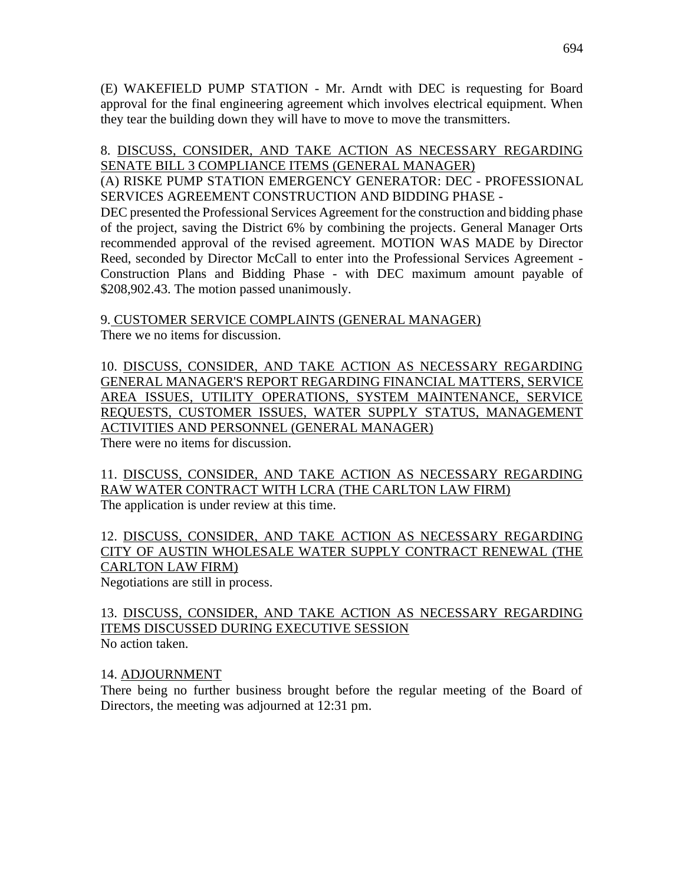(E) WAKEFIELD PUMP STATION - Mr. Arndt with DEC is requesting for Board approval for the final engineering agreement which involves electrical equipment. When they tear the building down they will have to move to move the transmitters.

8. <u>DISCUSS, CONSIDER, AND TAKE ACTION AS NECESSARY REGARDING SENATE BILL 3 COMPLIANCE ITEMS (GENERAL MANAGER)</u>

(A) RISKE PUMP STATION EMERGENCY GENERATOR: DEC - PROFESSIONAL SERVICES AGREEMENT CONSTRUCTION AND BIDDING PHASE -

DEC presented the Professional Services Agreement for the construction and bidding phase of the project, saving the District 6% by combining the projects. General Manager Orts recommended approval of the revised agreement. MOTION WAS MADE by Director Reed, seconded by Director McCall to enter into the Professional Services Agreement - Construction Plans and Bidding Phase - with DEC maximum amount payable of $208,902.43. The motion passed unanimously.

9. <u>CUSTOMER SERVICE COMPLAINTS (GENERAL MANAGER)</u>

There we no items for discussion.

10. <u>DISCUSS, CONSIDER, AND TAKE ACTION AS NECESSARY REGARDING GENERAL MANAGER'S REPORT REGARDING FINANCIAL MATTERS, SERVICE AREA ISSUES, UTILITY OPERATIONS, SYSTEM MAINTENANCE, SERVICE REQUESTS, CUSTOMER ISSUES, WATER SUPPLY STATUS, MANAGEMENT ACTIVITIES AND PERSONNEL (GENERAL MANAGER)</u>

There were no items for discussion.

11. <u>DISCUSS, CONSIDER, AND TAKE ACTION AS NECESSARY REGARDING RAW WATER CONTRACT WITH LCRA (THE CARLTON LAW FIRM)</u>

The application is under review at this time.

12. <u>DISCUSS, CONSIDER, AND TAKE ACTION AS NECESSARY REGARDING CITY OF AUSTIN WHOLESALE WATER SUPPLY CONTRACT RENEWAL (THE CARLTON LAW FIRM)</u>

Negotiations are still in process.

13. <u>DISCUSS, CONSIDER, AND TAKE ACTION AS NECESSARY REGARDING ITEMS DISCUSSED DURING EXECUTIVE SESSION</u>

No action taken.

14. <u>ADJOURNMENT</u>

There being no further business brought before the regular meeting of the Board of Directors, the meeting was adjourned at 12:31 pm.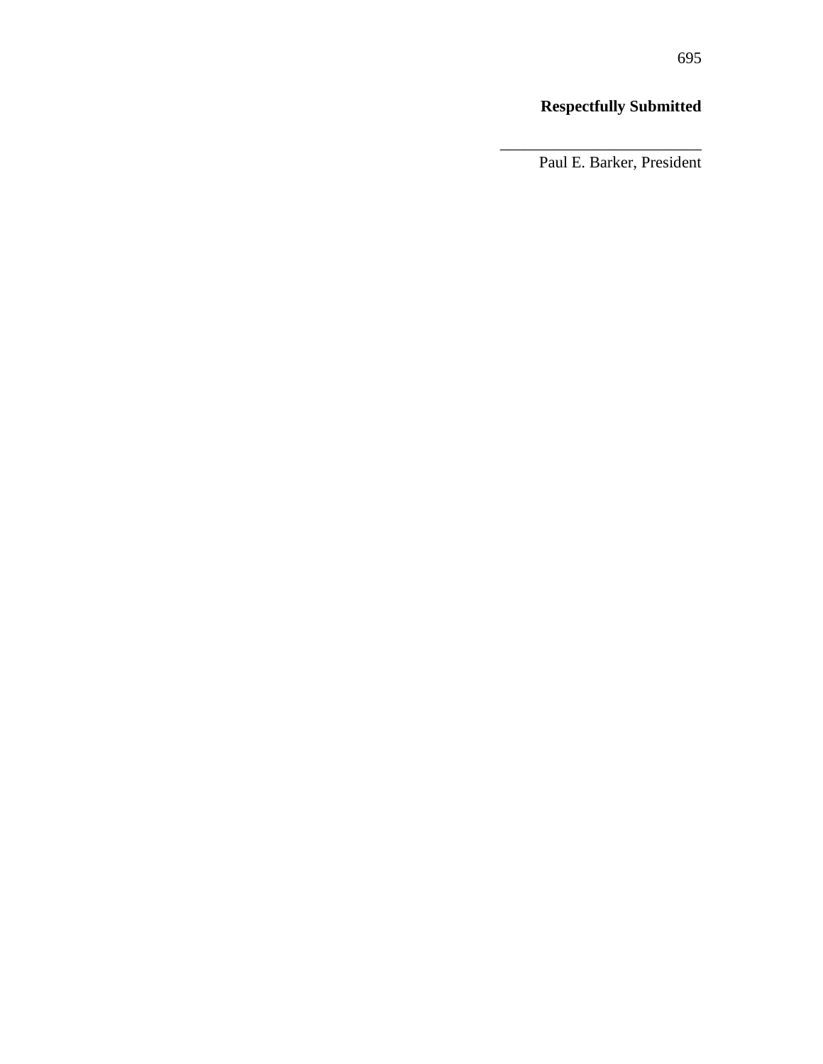**Respectfully Submitted**

\_\_\_\_\_\_\_\_\_\_\_\_\_\_\_\_\_\_\_\_\_\_\_\_\_\_

Paul E. Barker, President